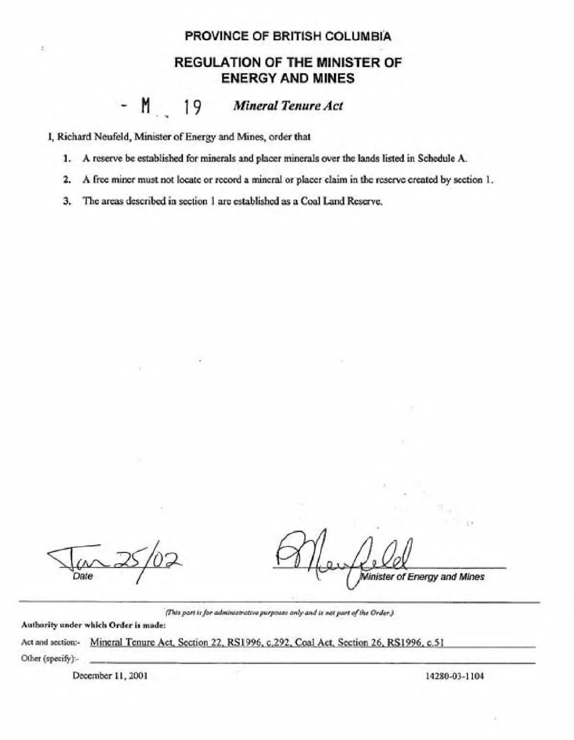# PROVINCE OF BRITISH COLUMBIA

## REGULATION OF THE MINISTER OF ENERGY AND MINES

- M 19 *Mineral Tenure Act*

I, Richard Neufeld, Minister of Energy and Mines, order that

1. A reserve be established for minerals and placer minerals over the lands listed in Schedule A.
2. A free miner must not locate or record a mineral or placer claim in the reserve created by section 1.
3. The areas described in section 1 are established as a Coal Land Reserve.

Jan 25/02
Date

[Signature]
Minister of Energy and Mines

---

*(This part is for administrative purposes only and is not part of the Order.)*

**Authority under which Order is made:**

Act and section:- Mineral Tenure Act, Section 22, RS1996, c.292, Coal Act, Section 26, RS1996, c.51

Other (specify):-

December 11, 2001

14280-03-1104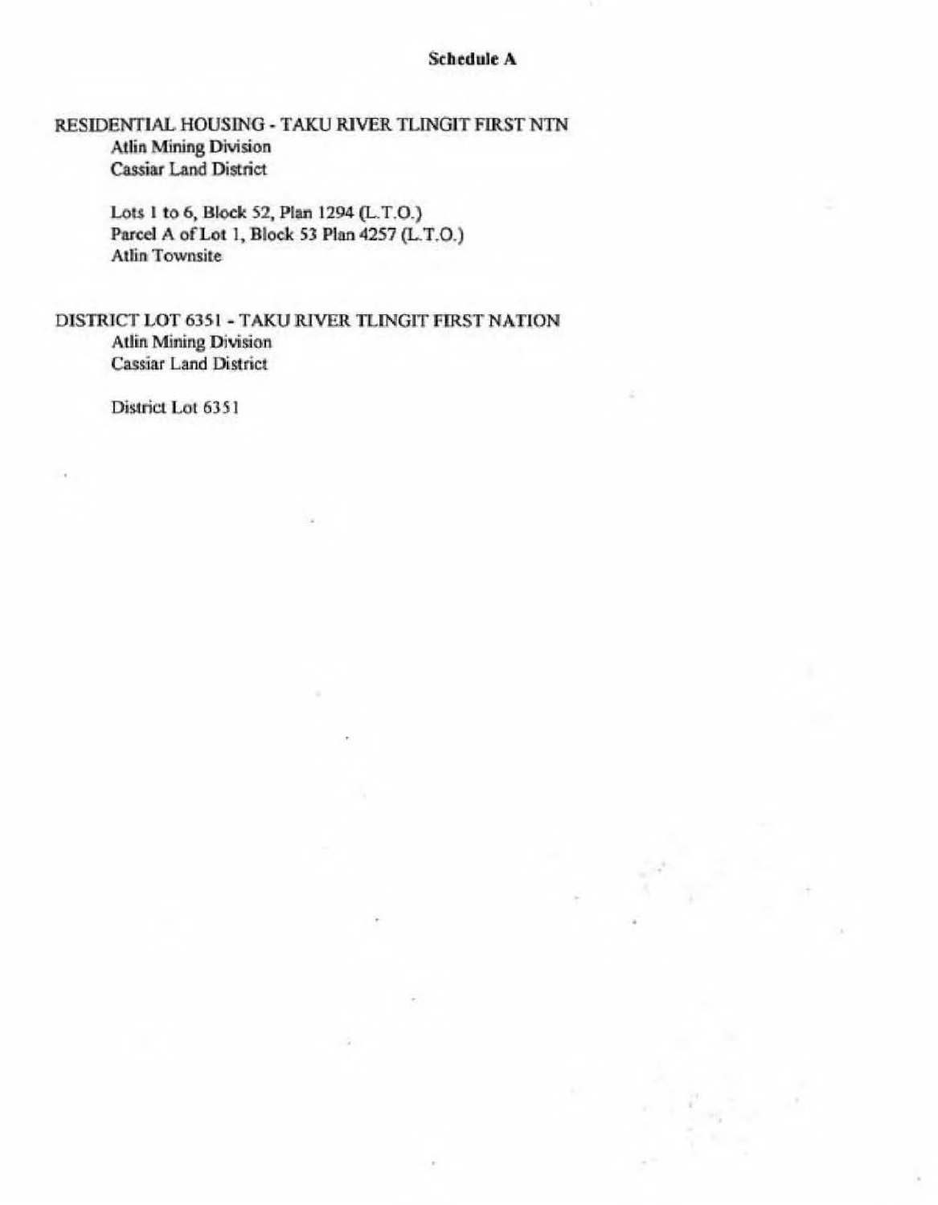**Schedule A**

RESIDENTIAL HOUSING - TAKU RIVER TLINGIT FIRST NTN
Atlin Mining Division
Cassiar Land District

Lots 1 to 6, Block 52, Plan 1294 (L.T.O.)
Parcel A of Lot 1, Block 53 Plan 4257 (L.T.O.)
Atlin Townsite

DISTRICT LOT 6351 - TAKU RIVER TLINGIT FIRST NATION
Atlin Mining Division
Cassiar Land District

District Lot 6351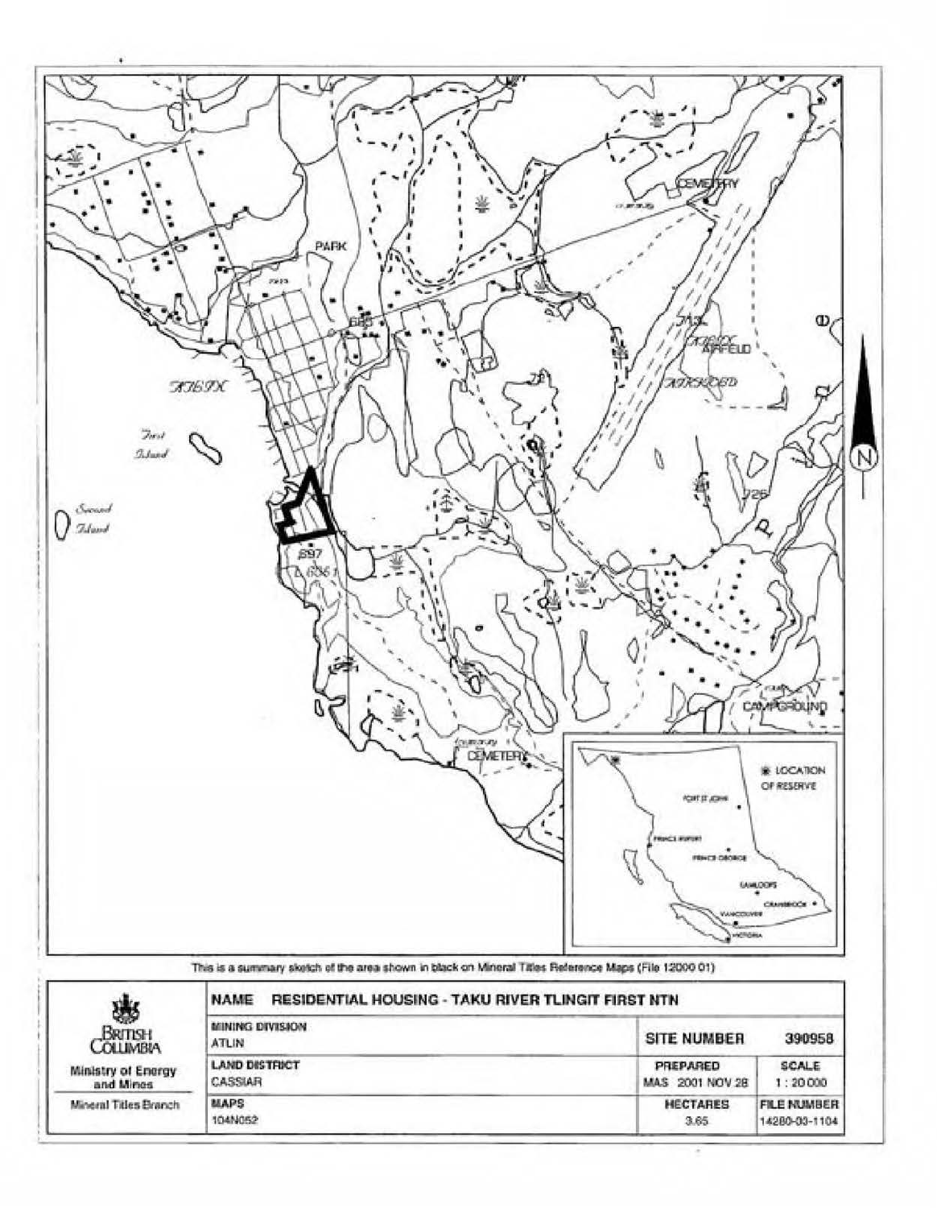This is a summary sketch of the area shown in black on Mineral Titles Reference Maps (File 12000 01)

| British Columbia — Ministry of Energy and Mines — Mineral Titles Branch | NAME RESIDENTIAL HOUSING - TAKU RIVER TLINGIT FIRST NTN | | |
|---|---|---|---|
| | MINING DIVISION<br>ATLIN | SITE NUMBER | 390958 |
| | LAND DISTRICT<br>CASSIAR | PREPARED<br>MAS 2001 NOV 28 | SCALE<br>1 : 20 000 |
| | MAPS<br>104N052 | HECTARES<br>3.65 | FILE NUMBER<br>14280-03-1104 |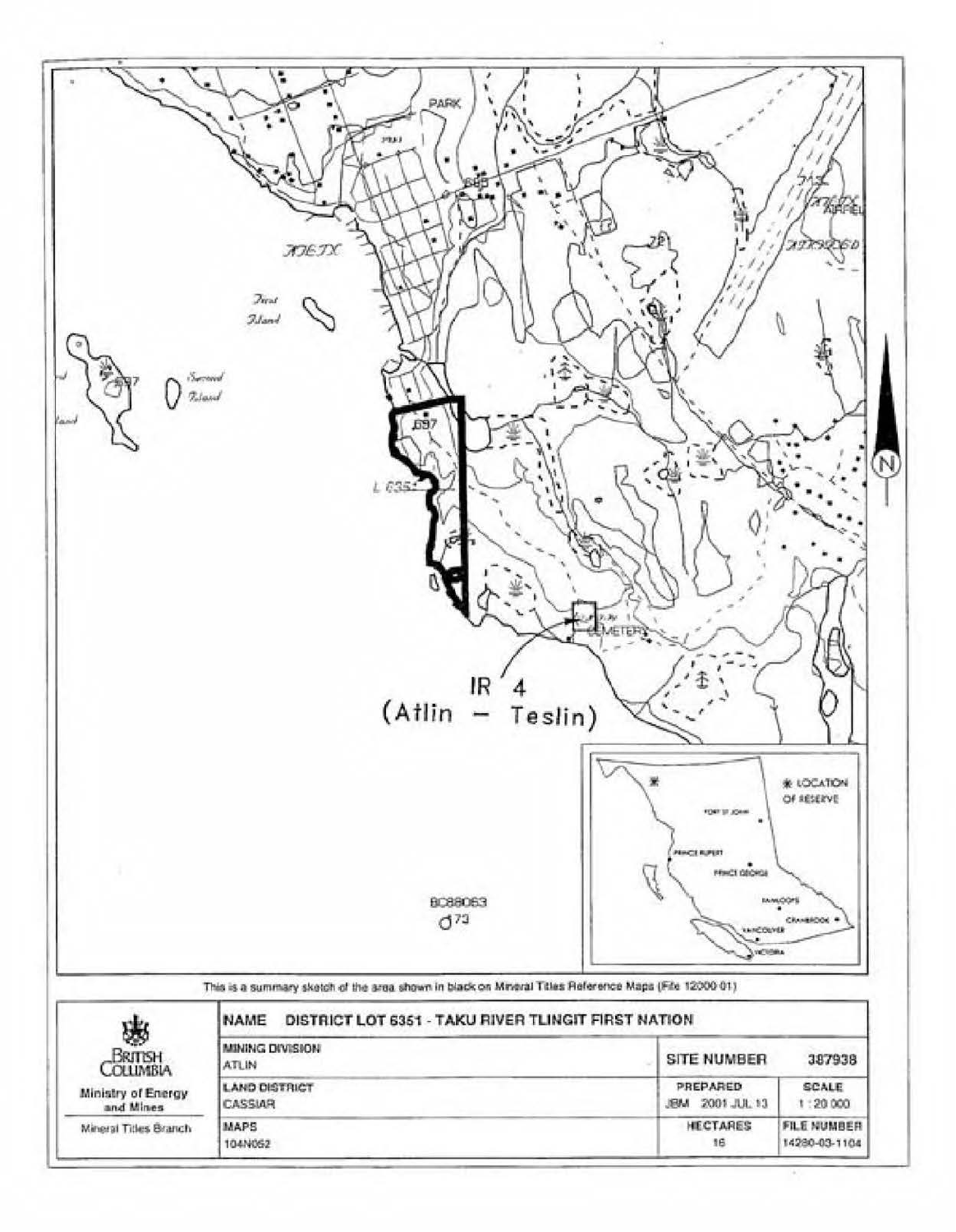PARK

ATLIN

First Island

Second Island

697

L 6351

IR 4
(Atlin – Teslin)

CEMETERY

AIRFIELD

BC88063
73

LOCATION OF RESERVE

FORT ST JOHN

PRINCE RUPERT

PRINCE GEORGE

KAMLOOPS

CRANBROOK

VANCOUVER

VICTORIA

This is a summary sketch of the area shown in black on Mineral Titles Reference Maps (File 12000-01)

| | | | |
|---|---|---|---|
| British Columbia<br>Ministry of Energy and Mines<br>Mineral Titles Branch | **NAME** DISTRICT LOT 6351 - TAKU RIVER TLINGIT FIRST NATION | | |
| | MINING DIVISION<br>ATLIN | SITE NUMBER | 387938 |
| | LAND DISTRICT<br>CASSIAR | PREPARED<br>JBM 2001 JUL 13 | SCALE<br>1 : 20 000 |
| | MAPS<br>104N052 | HECTARES<br>16 | FILE NUMBER<br>14280-03-1104 |